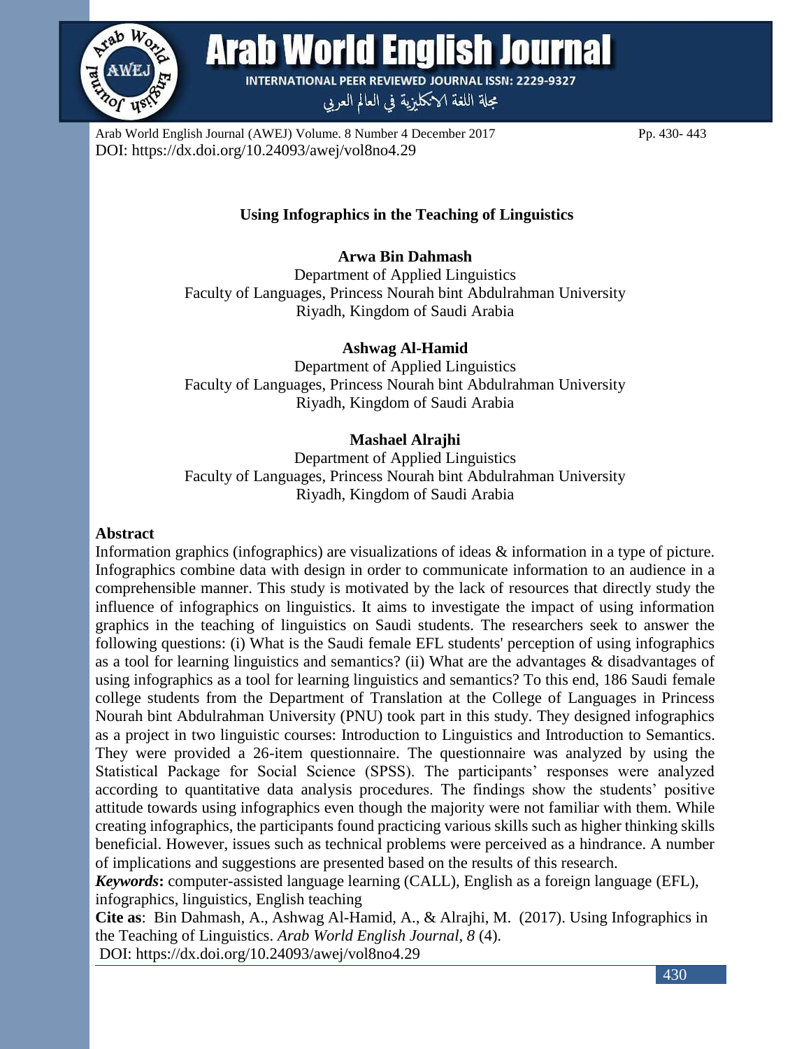# Using Infographics in the Teaching of Linguistics

**Arwa Bin Dahmash**
Department of Applied Linguistics
Faculty of Languages, Princess Nourah bint Abdulrahman University
Riyadh, Kingdom of Saudi Arabia

**Ashwag Al-Hamid**
Department of Applied Linguistics
Faculty of Languages, Princess Nourah bint Abdulrahman University
Riyadh, Kingdom of Saudi Arabia

**Mashael Alrajhi**
Department of Applied Linguistics
Faculty of Languages, Princess Nourah bint Abdulrahman University
Riyadh, Kingdom of Saudi Arabia

## Abstract

Information graphics (infographics) are visualizations of ideas & information in a type of picture. Infographics combine data with design in order to communicate information to an audience in a comprehensible manner. This study is motivated by the lack of resources that directly study the influence of infographics on linguistics. It aims to investigate the impact of using information graphics in the teaching of linguistics on Saudi students. The researchers seek to answer the following questions: (i) What is the Saudi female EFL students' perception of using infographics as a tool for learning linguistics and semantics? (ii) What are the advantages & disadvantages of using infographics as a tool for learning linguistics and semantics? To this end, 186 Saudi female college students from the Department of Translation at the College of Languages in Princess Nourah bint Abdulrahman University (PNU) took part in this study. They designed infographics as a project in two linguistic courses: Introduction to Linguistics and Introduction to Semantics. They were provided a 26-item questionnaire. The questionnaire was analyzed by using the Statistical Package for Social Science (SPSS). The participants' responses were analyzed according to quantitative data analysis procedures. The findings show the students' positive attitude towards using infographics even though the majority were not familiar with them. While creating infographics, the participants found practicing various skills such as higher thinking skills beneficial. However, issues such as technical problems were perceived as a hindrance. A number of implications and suggestions are presented based on the results of this research.

***Keywords*:** computer-assisted language learning (CALL), English as a foreign language (EFL), infographics, linguistics, English teaching

**Cite as**: Bin Dahmash, A., Ashwag Al-Hamid, A., & Alrajhi, M. (2017). Using Infographics in the Teaching of Linguistics. *Arab World English Journal, 8* (4).
DOI: https://dx.doi.org/10.24093/awej/vol8no4.29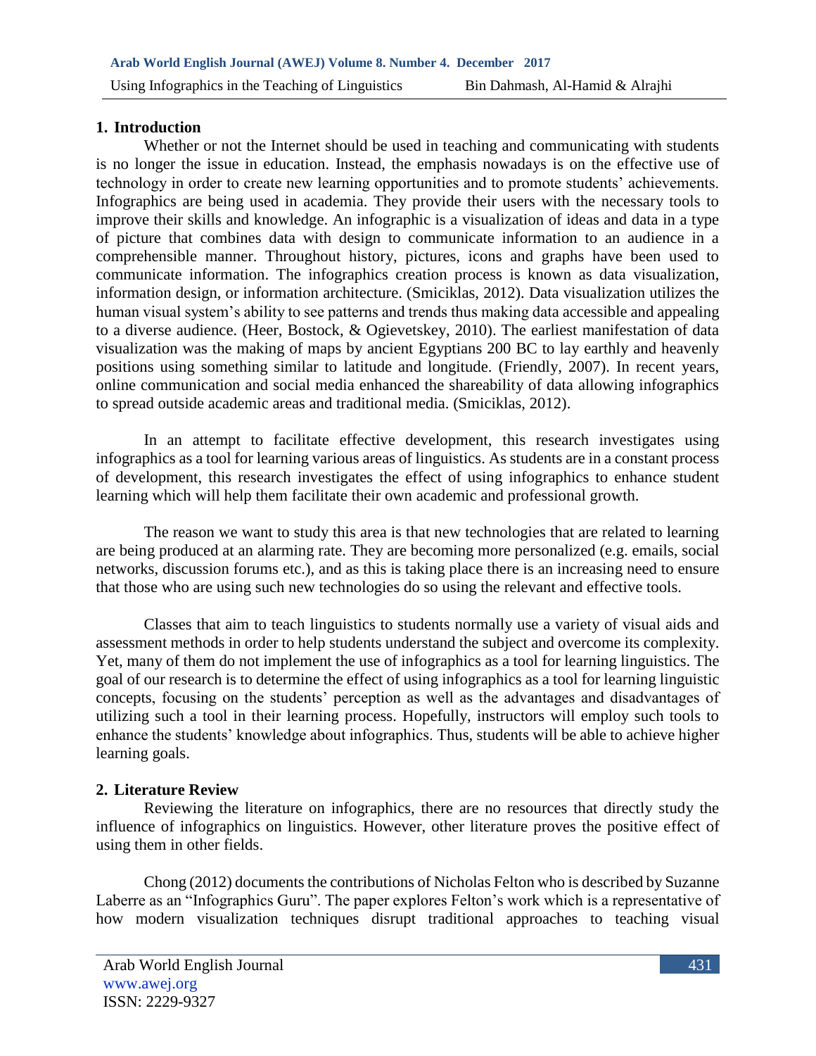## 1. Introduction

Whether or not the Internet should be used in teaching and communicating with students is no longer the issue in education. Instead, the emphasis nowadays is on the effective use of technology in order to create new learning opportunities and to promote students' achievements. Infographics are being used in academia. They provide their users with the necessary tools to improve their skills and knowledge. An infographic is a visualization of ideas and data in a type of picture that combines data with design to communicate information to an audience in a comprehensible manner. Throughout history, pictures, icons and graphs have been used to communicate information. The infographics creation process is known as data visualization, information design, or information architecture. (Smiciklas, 2012). Data visualization utilizes the human visual system's ability to see patterns and trends thus making data accessible and appealing to a diverse audience. (Heer, Bostock, & Ogievetskey, 2010). The earliest manifestation of data visualization was the making of maps by ancient Egyptians 200 BC to lay earthly and heavenly positions using something similar to latitude and longitude. (Friendly, 2007). In recent years, online communication and social media enhanced the shareability of data allowing infographics to spread outside academic areas and traditional media. (Smiciklas, 2012).

In an attempt to facilitate effective development, this research investigates using infographics as a tool for learning various areas of linguistics. As students are in a constant process of development, this research investigates the effect of using infographics to enhance student learning which will help them facilitate their own academic and professional growth.

The reason we want to study this area is that new technologies that are related to learning are being produced at an alarming rate. They are becoming more personalized (e.g. emails, social networks, discussion forums etc.), and as this is taking place there is an increasing need to ensure that those who are using such new technologies do so using the relevant and effective tools.

Classes that aim to teach linguistics to students normally use a variety of visual aids and assessment methods in order to help students understand the subject and overcome its complexity. Yet, many of them do not implement the use of infographics as a tool for learning linguistics. The goal of our research is to determine the effect of using infographics as a tool for learning linguistic concepts, focusing on the students' perception as well as the advantages and disadvantages of utilizing such a tool in their learning process. Hopefully, instructors will employ such tools to enhance the students' knowledge about infographics. Thus, students will be able to achieve higher learning goals.

## 2. Literature Review

Reviewing the literature on infographics, there are no resources that directly study the influence of infographics on linguistics. However, other literature proves the positive effect of using them in other fields.

Chong (2012) documents the contributions of Nicholas Felton who is described by Suzanne Laberre as an "Infographics Guru". The paper explores Felton's work which is a representative of how modern visualization techniques disrupt traditional approaches to teaching visual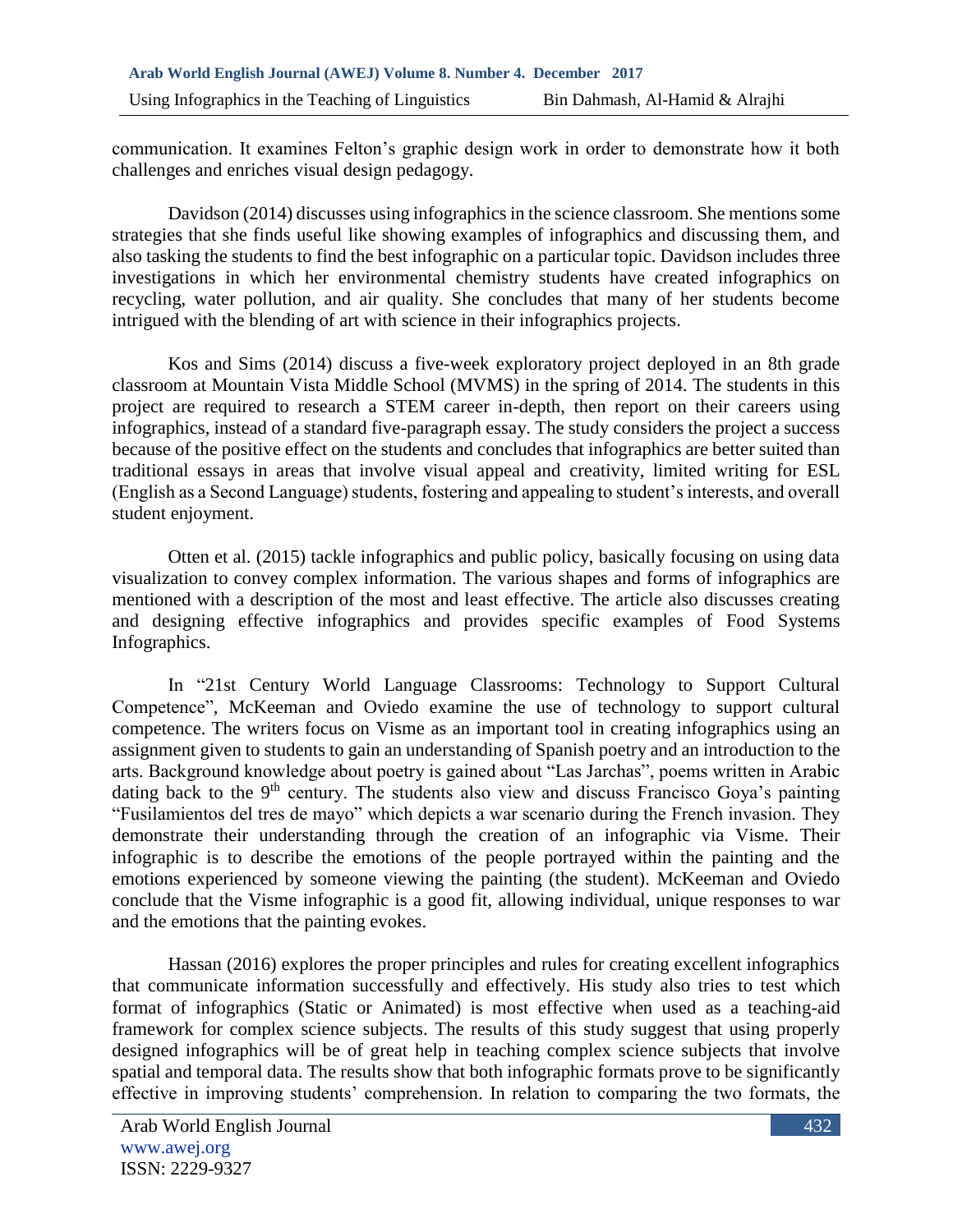communication. It examines Felton's graphic design work in order to demonstrate how it both challenges and enriches visual design pedagogy.

Davidson (2014) discusses using infographics in the science classroom. She mentions some strategies that she finds useful like showing examples of infographics and discussing them, and also tasking the students to find the best infographic on a particular topic. Davidson includes three investigations in which her environmental chemistry students have created infographics on recycling, water pollution, and air quality. She concludes that many of her students become intrigued with the blending of art with science in their infographics projects.

Kos and Sims (2014) discuss a five-week exploratory project deployed in an 8th grade classroom at Mountain Vista Middle School (MVMS) in the spring of 2014. The students in this project are required to research a STEM career in-depth, then report on their careers using infographics, instead of a standard five-paragraph essay. The study considers the project a success because of the positive effect on the students and concludes that infographics are better suited than traditional essays in areas that involve visual appeal and creativity, limited writing for ESL (English as a Second Language) students, fostering and appealing to student's interests, and overall student enjoyment.

Otten et al. (2015) tackle infographics and public policy, basically focusing on using data visualization to convey complex information. The various shapes and forms of infographics are mentioned with a description of the most and least effective. The article also discusses creating and designing effective infographics and provides specific examples of Food Systems Infographics.

In "21st Century World Language Classrooms: Technology to Support Cultural Competence", McKeeman and Oviedo examine the use of technology to support cultural competence. The writers focus on Visme as an important tool in creating infographics using an assignment given to students to gain an understanding of Spanish poetry and an introduction to the arts. Background knowledge about poetry is gained about "Las Jarchas", poems written in Arabic dating back to the 9th century. The students also view and discuss Francisco Goya's painting "Fusilamientos del tres de mayo" which depicts a war scenario during the French invasion. They demonstrate their understanding through the creation of an infographic via Visme. Their infographic is to describe the emotions of the people portrayed within the painting and the emotions experienced by someone viewing the painting (the student). McKeeman and Oviedo conclude that the Visme infographic is a good fit, allowing individual, unique responses to war and the emotions that the painting evokes.

Hassan (2016) explores the proper principles and rules for creating excellent infographics that communicate information successfully and effectively. His study also tries to test which format of infographics (Static or Animated) is most effective when used as a teaching-aid framework for complex science subjects. The results of this study suggest that using properly designed infographics will be of great help in teaching complex science subjects that involve spatial and temporal data. The results show that both infographic formats prove to be significantly effective in improving students' comprehension. In relation to comparing the two formats, the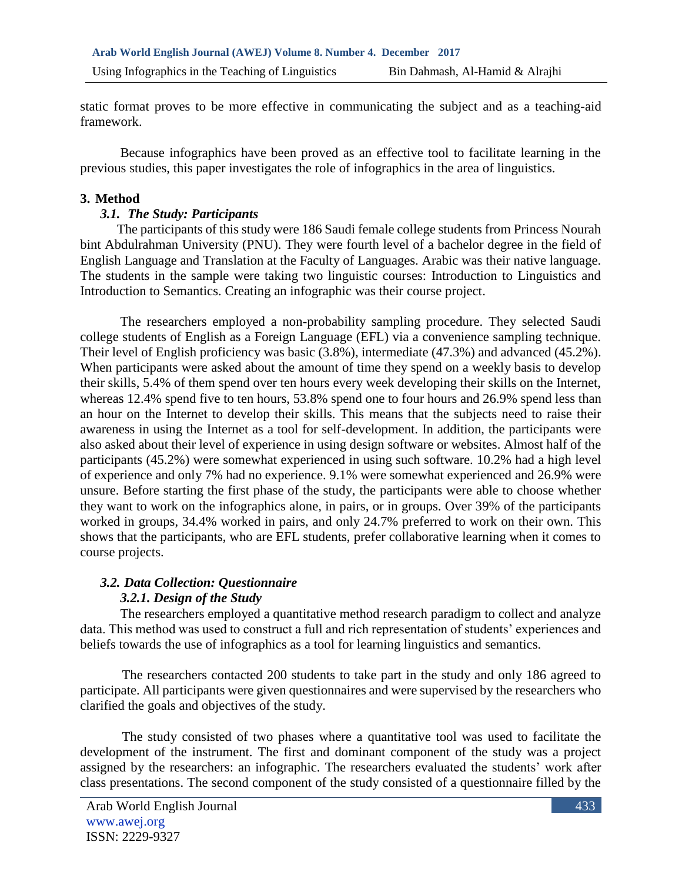static format proves to be more effective in communicating the subject and as a teaching-aid framework.

Because infographics have been proved as an effective tool to facilitate learning in the previous studies, this paper investigates the role of infographics in the area of linguistics.

## 3. Method

### *3.1. The Study: Participants*

The participants of this study were 186 Saudi female college students from Princess Nourah bint Abdulrahman University (PNU). They were fourth level of a bachelor degree in the field of English Language and Translation at the Faculty of Languages. Arabic was their native language. The students in the sample were taking two linguistic courses: Introduction to Linguistics and Introduction to Semantics. Creating an infographic was their course project.

The researchers employed a non-probability sampling procedure. They selected Saudi college students of English as a Foreign Language (EFL) via a convenience sampling technique. Their level of English proficiency was basic (3.8%), intermediate (47.3%) and advanced (45.2%). When participants were asked about the amount of time they spend on a weekly basis to develop their skills, 5.4% of them spend over ten hours every week developing their skills on the Internet, whereas 12.4% spend five to ten hours, 53.8% spend one to four hours and 26.9% spend less than an hour on the Internet to develop their skills. This means that the subjects need to raise their awareness in using the Internet as a tool for self-development. In addition, the participants were also asked about their level of experience in using design software or websites. Almost half of the participants (45.2%) were somewhat experienced in using such software. 10.2% had a high level of experience and only 7% had no experience. 9.1% were somewhat experienced and 26.9% were unsure. Before starting the first phase of the study, the participants were able to choose whether they want to work on the infographics alone, in pairs, or in groups. Over 39% of the participants worked in groups, 34.4% worked in pairs, and only 24.7% preferred to work on their own. This shows that the participants, who are EFL students, prefer collaborative learning when it comes to course projects.

### *3.2. Data Collection: Questionnaire*

#### *3.2.1. Design of the Study*

The researchers employed a quantitative method research paradigm to collect and analyze data. This method was used to construct a full and rich representation of students' experiences and beliefs towards the use of infographics as a tool for learning linguistics and semantics.

The researchers contacted 200 students to take part in the study and only 186 agreed to participate. All participants were given questionnaires and were supervised by the researchers who clarified the goals and objectives of the study.

The study consisted of two phases where a quantitative tool was used to facilitate the development of the instrument. The first and dominant component of the study was a project assigned by the researchers: an infographic. The researchers evaluated the students' work after class presentations. The second component of the study consisted of a questionnaire filled by the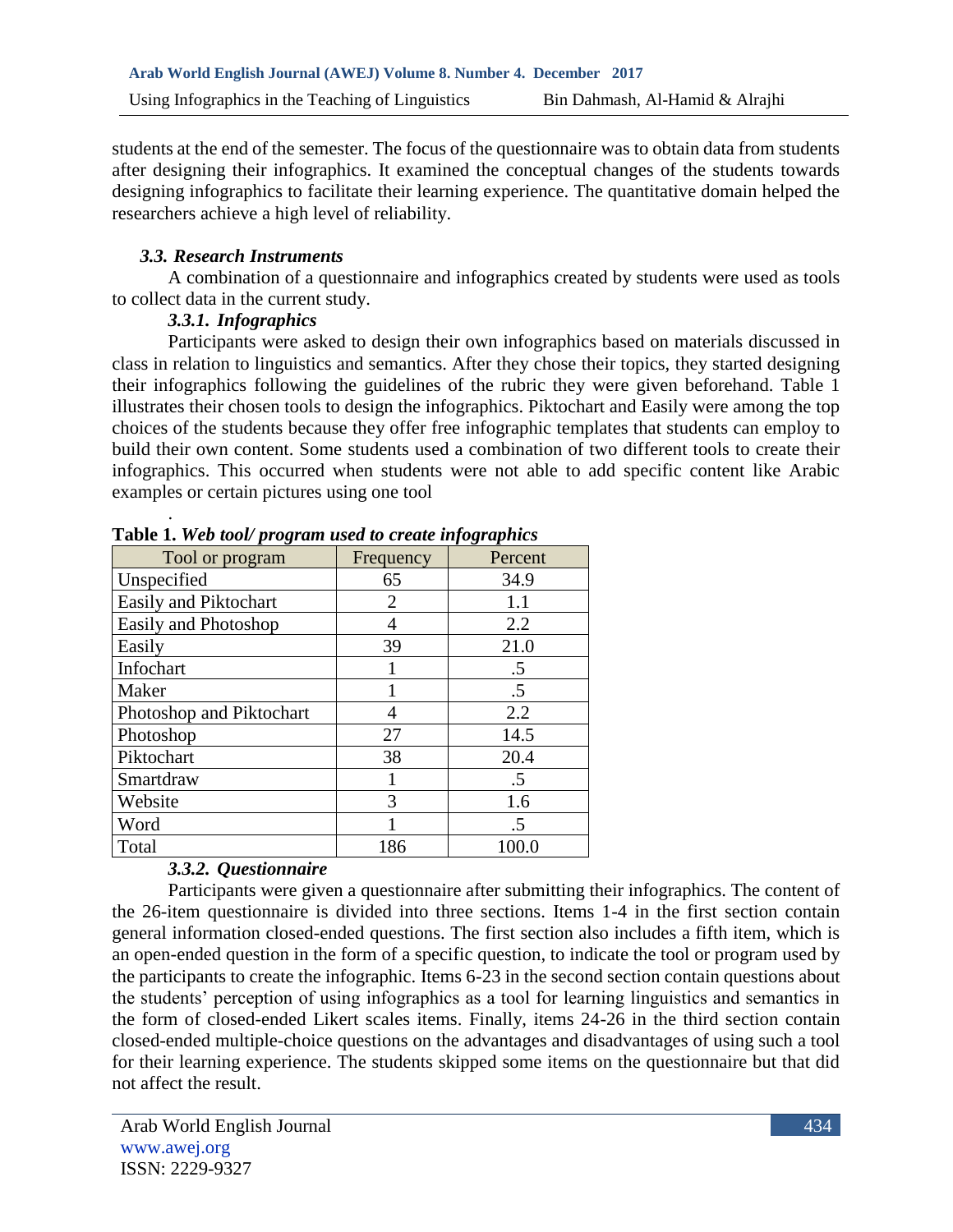students at the end of the semester. The focus of the questionnaire was to obtain data from students after designing their infographics. It examined the conceptual changes of the students towards designing infographics to facilitate their learning experience. The quantitative domain helped the researchers achieve a high level of reliability.

### *3.3. Research Instruments*

A combination of a questionnaire and infographics created by students were used as tools to collect data in the current study.

#### *3.3.1. Infographics*

Participants were asked to design their own infographics based on materials discussed in class in relation to linguistics and semantics. After they chose their topics, they started designing their infographics following the guidelines of the rubric they were given beforehand. Table 1 illustrates their chosen tools to design the infographics. Piktochart and Easily were among the top choices of the students because they offer free infographic templates that students can employ to build their own content. Some students used a combination of two different tools to create their infographics. This occurred when students were not able to add specific content like Arabic examples or certain pictures using one tool

.

**Table 1.** ***Web tool/ program used to create infographics***

| Tool or program | Frequency | Percent |
|---|---|---|
| Unspecified | 65 | 34.9 |
| Easily and Piktochart | 2 | 1.1 |
| Easily and Photoshop | 4 | 2.2 |
| Easily | 39 | 21.0 |
| Infochart | 1 | .5 |
| Maker | 1 | .5 |
| Photoshop and Piktochart | 4 | 2.2 |
| Photoshop | 27 | 14.5 |
| Piktochart | 38 | 20.4 |
| Smartdraw | 1 | .5 |
| Website | 3 | 1.6 |
| Word | 1 | .5 |
| Total | 186 | 100.0 |

#### *3.3.2. Questionnaire*

Participants were given a questionnaire after submitting their infographics. The content of the 26-item questionnaire is divided into three sections. Items 1-4 in the first section contain general information closed-ended questions. The first section also includes a fifth item, which is an open-ended question in the form of a specific question, to indicate the tool or program used by the participants to create the infographic. Items 6-23 in the second section contain questions about the students' perception of using infographics as a tool for learning linguistics and semantics in the form of closed-ended Likert scales items. Finally, items 24-26 in the third section contain closed-ended multiple-choice questions on the advantages and disadvantages of using such a tool for their learning experience. The students skipped some items on the questionnaire but that did not affect the result.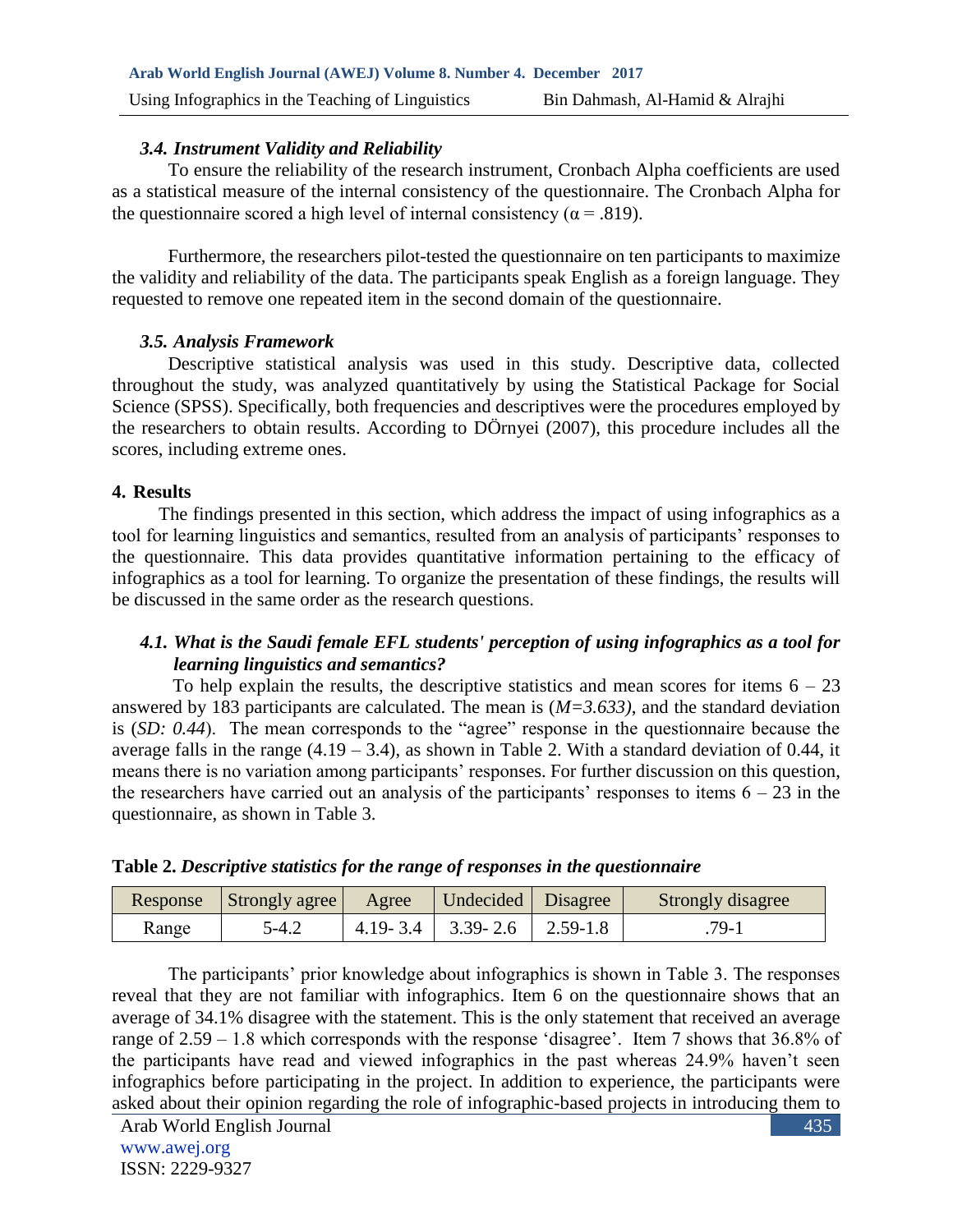### *3.4. Instrument Validity and Reliability*

To ensure the reliability of the research instrument, Cronbach Alpha coefficients are used as a statistical measure of the internal consistency of the questionnaire. The Cronbach Alpha for the questionnaire scored a high level of internal consistency ($\alpha = .819$).

Furthermore, the researchers pilot-tested the questionnaire on ten participants to maximize the validity and reliability of the data. The participants speak English as a foreign language. They requested to remove one repeated item in the second domain of the questionnaire.

### *3.5. Analysis Framework*

Descriptive statistical analysis was used in this study. Descriptive data, collected throughout the study, was analyzed quantitatively by using the Statistical Package for Social Science (SPSS). Specifically, both frequencies and descriptives were the procedures employed by the researchers to obtain results. According to DÖrnyei (2007), this procedure includes all the scores, including extreme ones.

## 4. Results

The findings presented in this section, which address the impact of using infographics as a tool for learning linguistics and semantics, resulted from an analysis of participants' responses to the questionnaire. This data provides quantitative information pertaining to the efficacy of infographics as a tool for learning. To organize the presentation of these findings, the results will be discussed in the same order as the research questions.

### *4.1. What is the Saudi female EFL students' perception of using infographics as a tool for learning linguistics and semantics?*

To help explain the results, the descriptive statistics and mean scores for items 6 – 23 answered by 183 participants are calculated. The mean is (*M=3.633)*, and the standard deviation is (*SD: 0.44*). The mean corresponds to the "agree" response in the questionnaire because the average falls in the range (4.19 – 3.4), as shown in Table 2. With a standard deviation of 0.44, it means there is no variation among participants' responses. For further discussion on this question, the researchers have carried out an analysis of the participants' responses to items 6 – 23 in the questionnaire, as shown in Table 3.

**Table 2.** ***Descriptive statistics for the range of responses in the questionnaire***

| Response | Strongly agree | Agree | Undecided | Disagree | Strongly disagree |
|---|---|---|---|---|---|
| Range | 5-4.2 | 4.19- 3.4 | 3.39- 2.6 | 2.59-1.8 | .79-1 |

The participants' prior knowledge about infographics is shown in Table 3. The responses reveal that they are not familiar with infographics. Item 6 on the questionnaire shows that an average of 34.1% disagree with the statement. This is the only statement that received an average range of 2.59 – 1.8 which corresponds with the response 'disagree'. Item 7 shows that 36.8% of the participants have read and viewed infographics in the past whereas 24.9% haven't seen infographics before participating in the project. In addition to experience, the participants were asked about their opinion regarding the role of infographic-based projects in introducing them to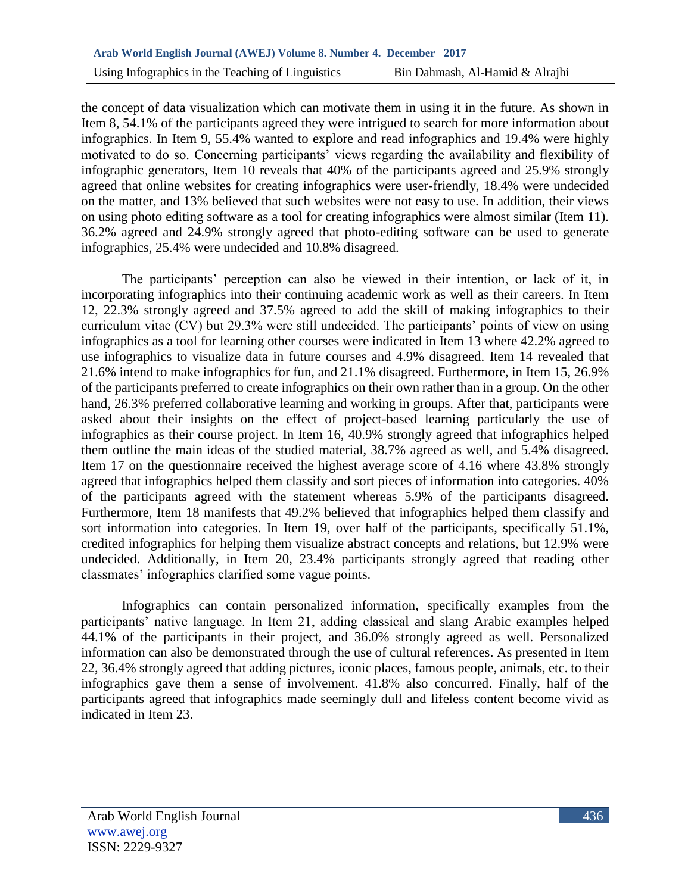the concept of data visualization which can motivate them in using it in the future. As shown in Item 8, 54.1% of the participants agreed they were intrigued to search for more information about infographics. In Item 9, 55.4% wanted to explore and read infographics and 19.4% were highly motivated to do so. Concerning participants' views regarding the availability and flexibility of infographic generators, Item 10 reveals that 40% of the participants agreed and 25.9% strongly agreed that online websites for creating infographics were user-friendly, 18.4% were undecided on the matter, and 13% believed that such websites were not easy to use. In addition, their views on using photo editing software as a tool for creating infographics were almost similar (Item 11). 36.2% agreed and 24.9% strongly agreed that photo-editing software can be used to generate infographics, 25.4% were undecided and 10.8% disagreed.

The participants' perception can also be viewed in their intention, or lack of it, in incorporating infographics into their continuing academic work as well as their careers. In Item 12, 22.3% strongly agreed and 37.5% agreed to add the skill of making infographics to their curriculum vitae (CV) but 29.3% were still undecided. The participants' points of view on using infographics as a tool for learning other courses were indicated in Item 13 where 42.2% agreed to use infographics to visualize data in future courses and 4.9% disagreed. Item 14 revealed that 21.6% intend to make infographics for fun, and 21.1% disagreed. Furthermore, in Item 15, 26.9% of the participants preferred to create infographics on their own rather than in a group. On the other hand, 26.3% preferred collaborative learning and working in groups. After that, participants were asked about their insights on the effect of project-based learning particularly the use of infographics as their course project. In Item 16, 40.9% strongly agreed that infographics helped them outline the main ideas of the studied material, 38.7% agreed as well, and 5.4% disagreed. Item 17 on the questionnaire received the highest average score of 4.16 where 43.8% strongly agreed that infographics helped them classify and sort pieces of information into categories. 40% of the participants agreed with the statement whereas 5.9% of the participants disagreed. Furthermore, Item 18 manifests that 49.2% believed that infographics helped them classify and sort information into categories. In Item 19, over half of the participants, specifically 51.1%, credited infographics for helping them visualize abstract concepts and relations, but 12.9% were undecided. Additionally, in Item 20, 23.4% participants strongly agreed that reading other classmates' infographics clarified some vague points.

Infographics can contain personalized information, specifically examples from the participants' native language. In Item 21, adding classical and slang Arabic examples helped 44.1% of the participants in their project, and 36.0% strongly agreed as well. Personalized information can also be demonstrated through the use of cultural references. As presented in Item 22, 36.4% strongly agreed that adding pictures, iconic places, famous people, animals, etc. to their infographics gave them a sense of involvement. 41.8% also concurred. Finally, half of the participants agreed that infographics made seemingly dull and lifeless content become vivid as indicated in Item 23.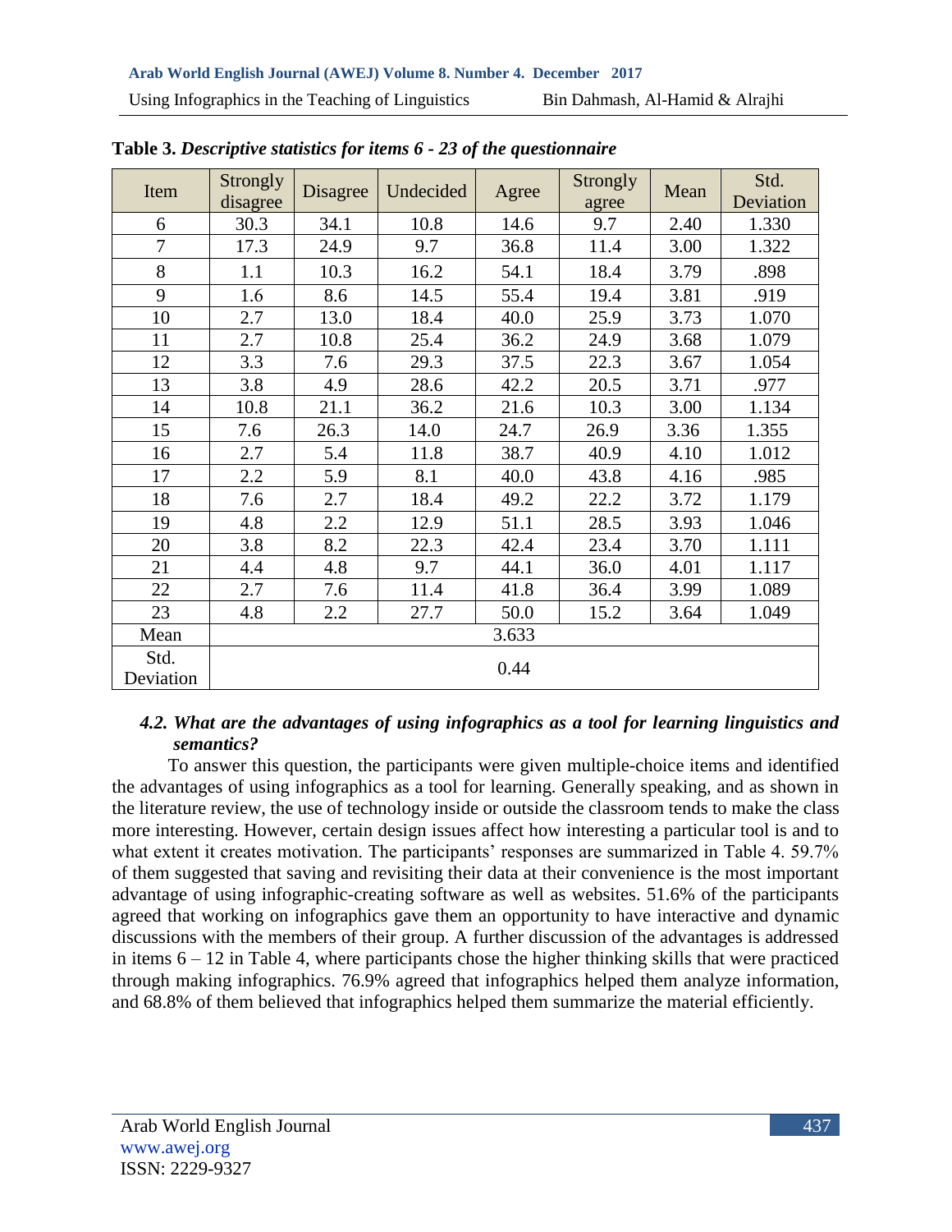**Table 3.** ***Descriptive statistics for items 6 - 23 of the questionnaire***

| Item | Strongly disagree | Disagree | Undecided | Agree | Strongly agree | Mean | Std. Deviation |
|---|---|---|---|---|---|---|---|
| 6 | 30.3 | 34.1 | 10.8 | 14.6 | 9.7 | 2.40 | 1.330 |
| 7 | 17.3 | 24.9 | 9.7 | 36.8 | 11.4 | 3.00 | 1.322 |
| 8 | 1.1 | 10.3 | 16.2 | 54.1 | 18.4 | 3.79 | .898 |
| 9 | 1.6 | 8.6 | 14.5 | 55.4 | 19.4 | 3.81 | .919 |
| 10 | 2.7 | 13.0 | 18.4 | 40.0 | 25.9 | 3.73 | 1.070 |
| 11 | 2.7 | 10.8 | 25.4 | 36.2 | 24.9 | 3.68 | 1.079 |
| 12 | 3.3 | 7.6 | 29.3 | 37.5 | 22.3 | 3.67 | 1.054 |
| 13 | 3.8 | 4.9 | 28.6 | 42.2 | 20.5 | 3.71 | .977 |
| 14 | 10.8 | 21.1 | 36.2 | 21.6 | 10.3 | 3.00 | 1.134 |
| 15 | 7.6 | 26.3 | 14.0 | 24.7 | 26.9 | 3.36 | 1.355 |
| 16 | 2.7 | 5.4 | 11.8 | 38.7 | 40.9 | 4.10 | 1.012 |
| 17 | 2.2 | 5.9 | 8.1 | 40.0 | 43.8 | 4.16 | .985 |
| 18 | 7.6 | 2.7 | 18.4 | 49.2 | 22.2 | 3.72 | 1.179 |
| 19 | 4.8 | 2.2 | 12.9 | 51.1 | 28.5 | 3.93 | 1.046 |
| 20 | 3.8 | 8.2 | 22.3 | 42.4 | 23.4 | 3.70 | 1.111 |
| 21 | 4.4 | 4.8 | 9.7 | 44.1 | 36.0 | 4.01 | 1.117 |
| 22 | 2.7 | 7.6 | 11.4 | 41.8 | 36.4 | 3.99 | 1.089 |
| 23 | 4.8 | 2.2 | 27.7 | 50.0 | 15.2 | 3.64 | 1.049 |
| Mean | 3.633 | | | | | | |
| Std. Deviation | 0.44 | | | | | | |

### *4.2. What are the advantages of using infographics as a tool for learning linguistics and semantics?*

To answer this question, the participants were given multiple-choice items and identified the advantages of using infographics as a tool for learning. Generally speaking, and as shown in the literature review, the use of technology inside or outside the classroom tends to make the class more interesting. However, certain design issues affect how interesting a particular tool is and to what extent it creates motivation. The participants' responses are summarized in Table 4. 59.7% of them suggested that saving and revisiting their data at their convenience is the most important advantage of using infographic-creating software as well as websites. 51.6% of the participants agreed that working on infographics gave them an opportunity to have interactive and dynamic discussions with the members of their group. A further discussion of the advantages is addressed in items 6 – 12 in Table 4, where participants chose the higher thinking skills that were practiced through making infographics. 76.9% agreed that infographics helped them analyze information, and 68.8% of them believed that infographics helped them summarize the material efficiently.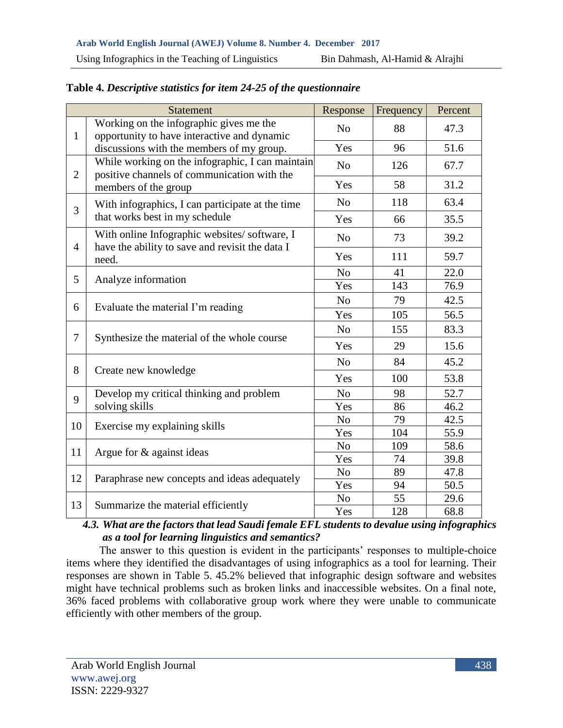**Table 4.** ***Descriptive statistics for item 24-25 of the questionnaire***

| | Statement | Response | Frequency | Percent |
|---|---|---|---|---|
| 1 | Working on the infographic gives me the opportunity to have interactive and dynamic discussions with the members of my group. | No | 88 | 47.3 |
| | | Yes | 96 | 51.6 |
| 2 | While working on the infographic, I can maintain positive channels of communication with the members of the group | No | 126 | 67.7 |
| | | Yes | 58 | 31.2 |
| 3 | With infographics, I can participate at the time that works best in my schedule | No | 118 | 63.4 |
| | | Yes | 66 | 35.5 |
| 4 | With online Infographic websites/ software, I have the ability to save and revisit the data I need. | No | 73 | 39.2 |
| | | Yes | 111 | 59.7 |
| 5 | Analyze information | No | 41 | 22.0 |
| | | Yes | 143 | 76.9 |
| 6 | Evaluate the material I'm reading | No | 79 | 42.5 |
| | | Yes | 105 | 56.5 |
| 7 | Synthesize the material of the whole course | No | 155 | 83.3 |
| | | Yes | 29 | 15.6 |
| 8 | Create new knowledge | No | 84 | 45.2 |
| | | Yes | 100 | 53.8 |
| 9 | Develop my critical thinking and problem solving skills | No | 98 | 52.7 |
| | | Yes | 86 | 46.2 |
| 10 | Exercise my explaining skills | No | 79 | 42.5 |
| | | Yes | 104 | 55.9 |
| 11 | Argue for & against ideas | No | 109 | 58.6 |
| | | Yes | 74 | 39.8 |
| 12 | Paraphrase new concepts and ideas adequately | No | 89 | 47.8 |
| | | Yes | 94 | 50.5 |
| 13 | Summarize the material efficiently | No | 55 | 29.6 |
| | | Yes | 128 | 68.8 |

### *4.3. What are the factors that lead Saudi female EFL students to devalue using infographics as a tool for learning linguistics and semantics?*

The answer to this question is evident in the participants' responses to multiple-choice items where they identified the disadvantages of using infographics as a tool for learning. Their responses are shown in Table 5. 45.2% believed that infographic design software and websites might have technical problems such as broken links and inaccessible websites. On a final note, 36% faced problems with collaborative group work where they were unable to communicate efficiently with other members of the group.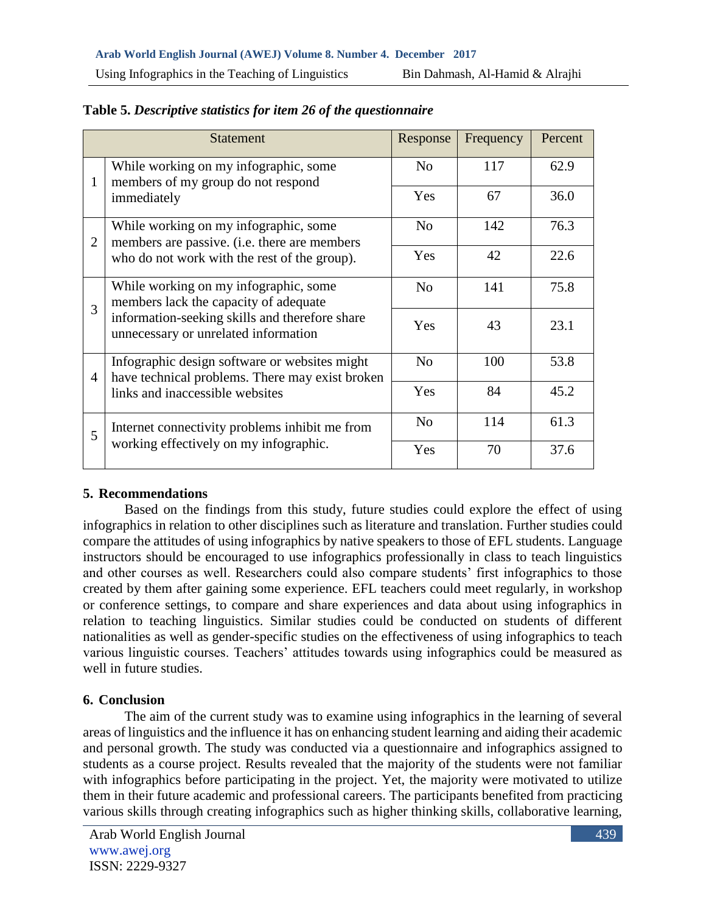**Table 5.** ***Descriptive statistics for item 26 of the questionnaire***

| | Statement | Response | Frequency | Percent |
|---|---|---|---|---|
| 1 | While working on my infographic, some members of my group do not respond immediately | No | 117 | 62.9 |
| | | Yes | 67 | 36.0 |
| 2 | While working on my infographic, some members are passive. (i.e. there are members who do not work with the rest of the group). | No | 142 | 76.3 |
| | | Yes | 42 | 22.6 |
| 3 | While working on my infographic, some members lack the capacity of adequate information-seeking skills and therefore share unnecessary or unrelated information | No | 141 | 75.8 |
| | | Yes | 43 | 23.1 |
| 4 | Infographic design software or websites might have technical problems. There may exist broken links and inaccessible websites | No | 100 | 53.8 |
| | | Yes | 84 | 45.2 |
| 5 | Internet connectivity problems inhibit me from working effectively on my infographic. | No | 114 | 61.3 |
| | | Yes | 70 | 37.6 |

## 5. Recommendations

Based on the findings from this study, future studies could explore the effect of using infographics in relation to other disciplines such as literature and translation. Further studies could compare the attitudes of using infographics by native speakers to those of EFL students. Language instructors should be encouraged to use infographics professionally in class to teach linguistics and other courses as well. Researchers could also compare students' first infographics to those created by them after gaining some experience. EFL teachers could meet regularly, in workshop or conference settings, to compare and share experiences and data about using infographics in relation to teaching linguistics. Similar studies could be conducted on students of different nationalities as well as gender-specific studies on the effectiveness of using infographics to teach various linguistic courses. Teachers' attitudes towards using infographics could be measured as well in future studies.

## 6. Conclusion

The aim of the current study was to examine using infographics in the learning of several areas of linguistics and the influence it has on enhancing student learning and aiding their academic and personal growth. The study was conducted via a questionnaire and infographics assigned to students as a course project. Results revealed that the majority of the students were not familiar with infographics before participating in the project. Yet, the majority were motivated to utilize them in their future academic and professional careers. The participants benefited from practicing various skills through creating infographics such as higher thinking skills, collaborative learning,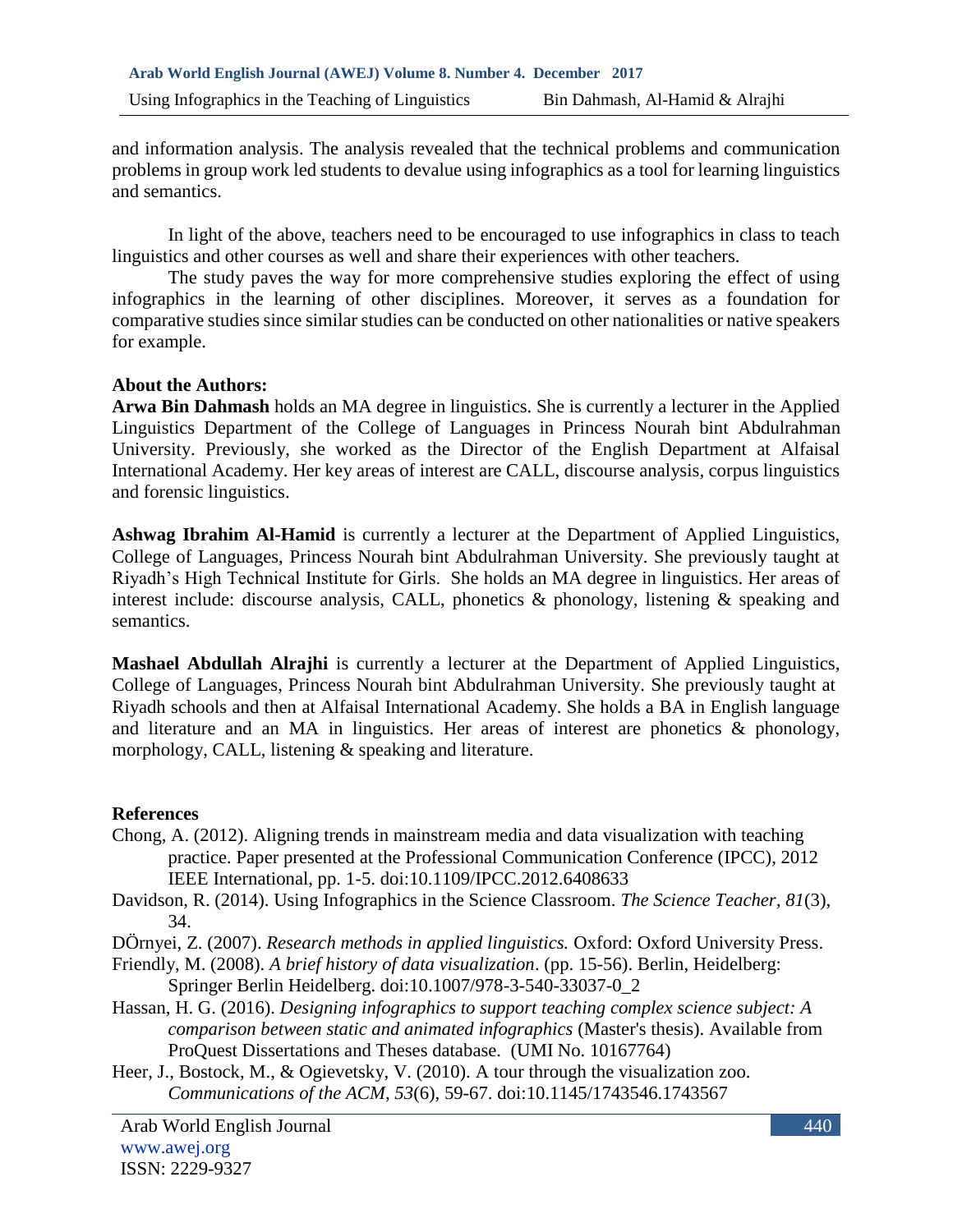and information analysis. The analysis revealed that the technical problems and communication problems in group work led students to devalue using infographics as a tool for learning linguistics and semantics.

In light of the above, teachers need to be encouraged to use infographics in class to teach linguistics and other courses as well and share their experiences with other teachers.

The study paves the way for more comprehensive studies exploring the effect of using infographics in the learning of other disciplines. Moreover, it serves as a foundation for comparative studies since similar studies can be conducted on other nationalities or native speakers for example.

**About the Authors:**

**Arwa Bin Dahmash** holds an MA degree in linguistics. She is currently a lecturer in the Applied Linguistics Department of the College of Languages in Princess Nourah bint Abdulrahman University. Previously, she worked as the Director of the English Department at Alfaisal International Academy. Her key areas of interest are CALL, discourse analysis, corpus linguistics and forensic linguistics.

**Ashwag Ibrahim Al-Hamid** is currently a lecturer at the Department of Applied Linguistics, College of Languages, Princess Nourah bint Abdulrahman University. She previously taught at Riyadh's High Technical Institute for Girls. She holds an MA degree in linguistics. Her areas of interest include: discourse analysis, CALL, phonetics & phonology, listening & speaking and semantics.

**Mashael Abdullah Alrajhi** is currently a lecturer at the Department of Applied Linguistics, College of Languages, Princess Nourah bint Abdulrahman University. She previously taught at Riyadh schools and then at Alfaisal International Academy. She holds a BA in English language and literature and an MA in linguistics. Her areas of interest are phonetics & phonology, morphology, CALL, listening & speaking and literature.

**References**

Chong, A. (2012). Aligning trends in mainstream media and data visualization with teaching practice. Paper presented at the Professional Communication Conference (IPCC), 2012 IEEE International, pp. 1-5. doi:10.1109/IPCC.2012.6408633

Davidson, R. (2014). Using Infographics in the Science Classroom. *The Science Teacher, 81*(3), 34.

DÖrnyei, Z. (2007). *Research methods in applied linguistics.* Oxford: Oxford University Press.

Friendly, M. (2008). *A brief history of data visualization*. (pp. 15-56). Berlin, Heidelberg: Springer Berlin Heidelberg. doi:10.1007/978-3-540-33037-0_2

Hassan, H. G. (2016). *Designing infographics to support teaching complex science subject: A comparison between static and animated infographics* (Master's thesis). Available from ProQuest Dissertations and Theses database. (UMI No. 10167764)

Heer, J., Bostock, M., & Ogievetsky, V. (2010). A tour through the visualization zoo. *Communications of the ACM, 53*(6), 59-67. doi:10.1145/1743546.1743567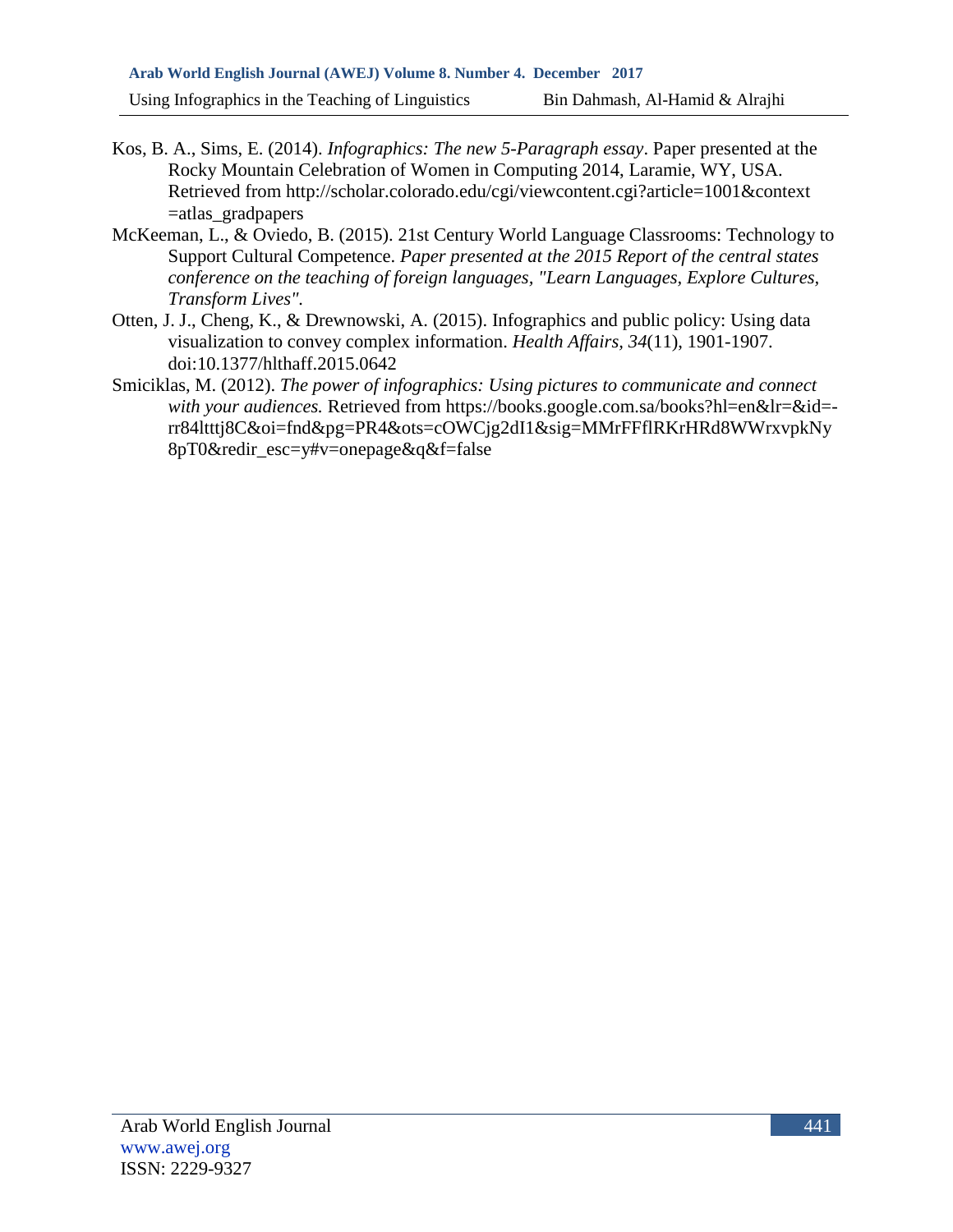Kos, B. A., Sims, E. (2014). *Infographics: The new 5-Paragraph essay*. Paper presented at the Rocky Mountain Celebration of Women in Computing 2014, Laramie, WY, USA. Retrieved from http://scholar.colorado.edu/cgi/viewcontent.cgi?article=1001&context=atlas_gradpapers

McKeeman, L., & Oviedo, B. (2015). 21st Century World Language Classrooms: Technology to Support Cultural Competence. *Paper presented at the 2015 Report of the central states conference on the teaching of foreign languages, "Learn Languages, Explore Cultures, Transform Lives".*

Otten, J. J., Cheng, K., & Drewnowski, A. (2015). Infographics and public policy: Using data visualization to convey complex information. *Health Affairs, 34*(11), 1901-1907. doi:10.1377/hlthaff.2015.0642

Smiciklas, M. (2012). *The power of infographics: Using pictures to communicate and connect with your audiences.* Retrieved from https://books.google.com.sa/books?hl=en&lr=&id=-rr84ltttj8C&oi=fnd&pg=PR4&ots=cOWCjg2dI1&sig=MMrFFflRKrHRd8WWrxvpkNy8pT0&redir_esc=y#v=onepage&q&f=false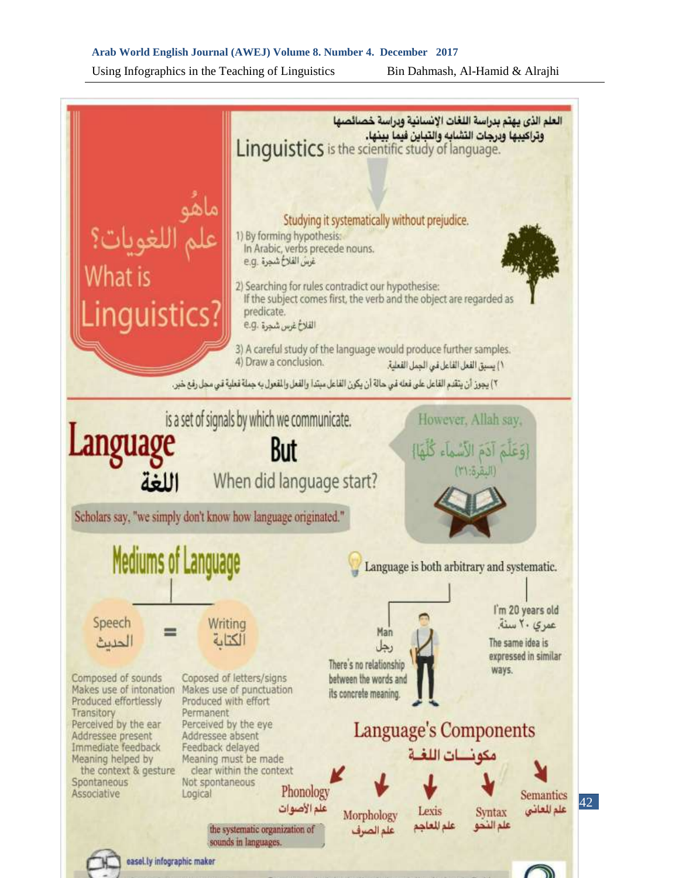# ماهو علم اللغويات؟ What is Linguistics?

العلم الذى يهتم بدراسة اللغات الإنسانية ودراسة خصائصها وتراكيبها ودرجات التشابه والتباين فيما بينها.

**Linguistics** is the scientific study of language.

Studying it systematically without prejudice.

1) By forming hypothesis:
   In Arabic, verbs precede nouns.
   e.g. غرس الفلاح شجرة

2) Searching for rules contradict our hypothesise:
   If the subject comes first, the verb and the object are regarded as predicate.
   e.g. الفلاح غرس شجرة

3) A careful study of the language would produce further samples.

4) Draw a conclusion.

١) يسبق الفعل الفاعل في الجمل الفعلية.

٢) يجوز أن يتقدم الفاعل على فعله في حالة أن يكون الفاعل مبتدا والفعل والمفعول به جملة فعلية في محل رفع خبر.

# Language اللغة

is a set of signals by which we communicate.

**But** When did language start?

Scholars say, "we simply don't know how language originated."

However, Allah say,

{وَعَلَّمَ آدَمَ الأَسْمَاءَ كُلَّهَا}
(البقرة:٣١)

## Mediums of Language

Speech الحديث = Writing الكتابة

| Speech الحديث | Writing الكتابة |
|---|---|
| Composed of sounds | Coposed of letters/signs |
| Makes use of intonation | Makes use of punctuation |
| Produced effortlessly | Produced with effort |
| Transitory | Permanent |
| Perceived by the ear | Perceived by the eye |
| Addressee present | Addressee absent |
| Immediate feedback | Feedback delayed |
| Meaning helped by the context & gesture | Meaning must be made clear within the context |
| Spontaneous | Not spontaneous |
| Associative | Logical |

Language is both arbitrary and systematic.

Man رجل
There's no relationship between the words and its concrete meaning.

I'm 20 years old
عمري ٢٠ سنة.
The same idea is expressed in similar ways.

## Language's Components مكونـات اللغـة

- Phonology علم الأصوات — the systematic organization of sounds in languages.
- Morphology علم الصرف
- Lexis علم المعاجم
- Syntax علم النحو
- Semantics علم المعاني

easel.ly infographic maker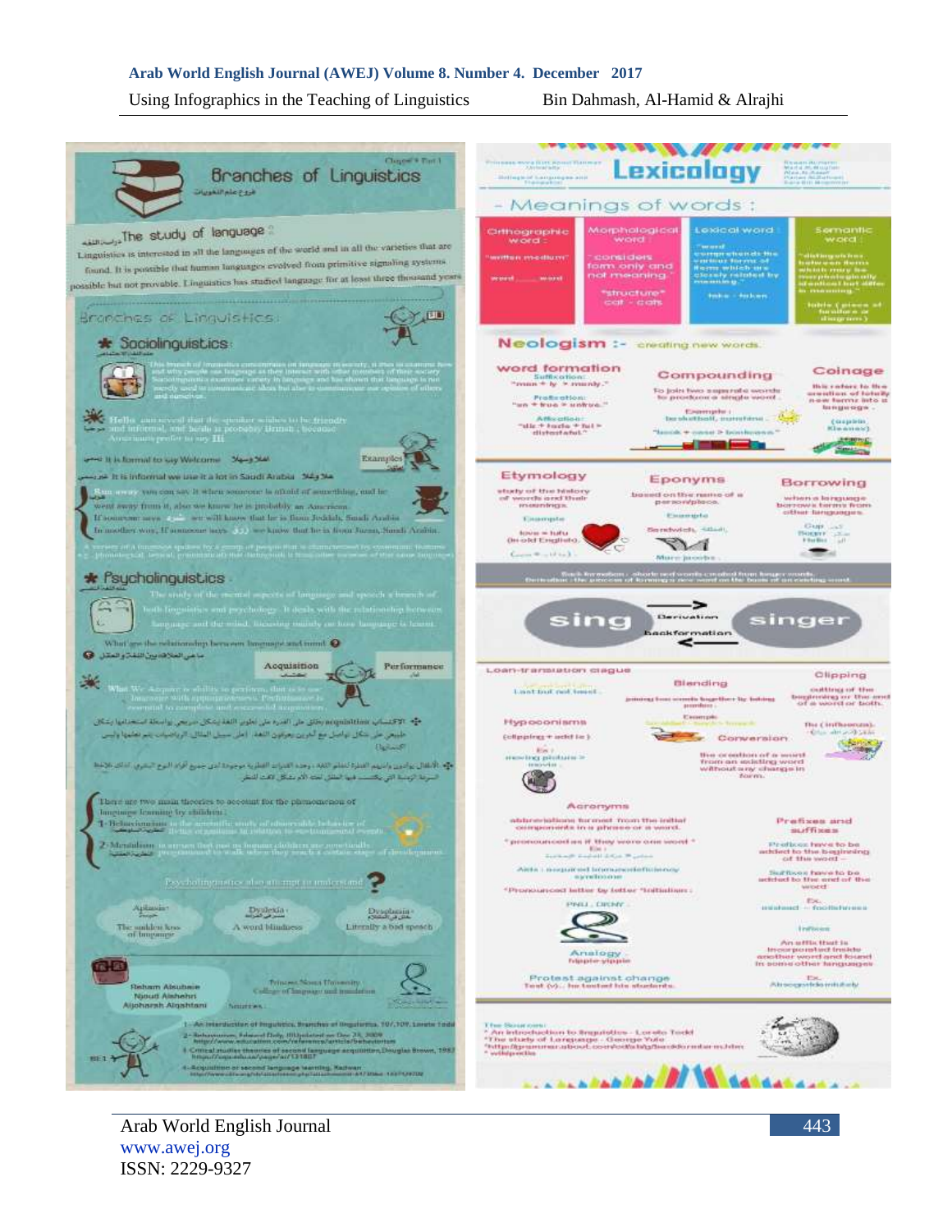## Branches of Linguistics

### The study of language

Linguistics is interested in all the languages of the world and in all the varieties that are found. It is possible that human languages evolved from primitive signaling systems possible but not provable. Linguistics has studied language for at least three thousand years

### Branches of Linguistics

**Sociolinguistics**

**Psycholinguistics**

Acquisition

Performance

There are two main theories to account for the phenomenon of language learning by children:

1- Behaviourism

2- Mentalism

Psycholinguistics also attempt to understand

Aphasia – The sudden loss of language

Dyslexia – A word blindness

Dysphasia – Literally a bad speech

Reham Alsubaie

Nouf Alshehri

Aljoharah Alqahtani

Princess Noura University

College of language and translation

Sources:

## Lexicology

### - Meanings of words :

Orthographic word : "written medium"

Morphological word : considers form only and not meaning. "structure" cat - cats

Lexical word : "word comprehends the various forms of items which are closely related by meaning." take - taken

Semantic word : "distinguishes between items which may be morphologically identical but differ in meaning." table (piece of furniture or diagram)

### Neologism :- creating new words

**word formation**

Suffixation: "man + ly = manly."

Prefixation: "un + true = untrue."

Affixation

**Compounding**

To join two separate words to produce a single word.

Example: basketball, sunshine, "book + case = bookcase"

**Coinage**

this refers to the creation of totally new terms into a language.

(aspirin, Kleenex)

**Etymology**

study of the history of words and their meanings.

Example: love = lufu (in old English).

**Eponyms**

based on the name of a person/place.

Example: Sandwich

**Borrowing**

when a language borrows terms from other languages.

Back formation : shortened words created from longer words.

Derivation : the process of forming a new word on the basis of an existing word.

sing — Derivation → singer

← backformation

**Loan-translation calque**

**Blending**

**Clipping**

cutting of the beginning or the end of a word or both.

flu (influenza).

**Hypocorisms**

(clipping + add ie)

Ex: moving picture > movie

**Conversion**

the creation of a word from an existing word without any change in form.

**Acronyms**

abbreviations formed from the initial components in a phrase or a word.

"pronounced as if they were one word"

Aids : acquired immunodeficiency syndrome

"Pronounced letter by letter "Initialism"

PNU , DRNY

**Prefixes and suffixes**

Prefixes have to be added to the beginning of the word.

Suffixes have to be added to the end of the word

Ex: mislead – foolishness

**Infixes**

An affix that is incorporated inside another word and found in some other languages

**Analogy**

**Protest against change**

The Sources:

* An introduction to linguistics – Loreto Todd

*The study of Language – George Yule

* wikipedia